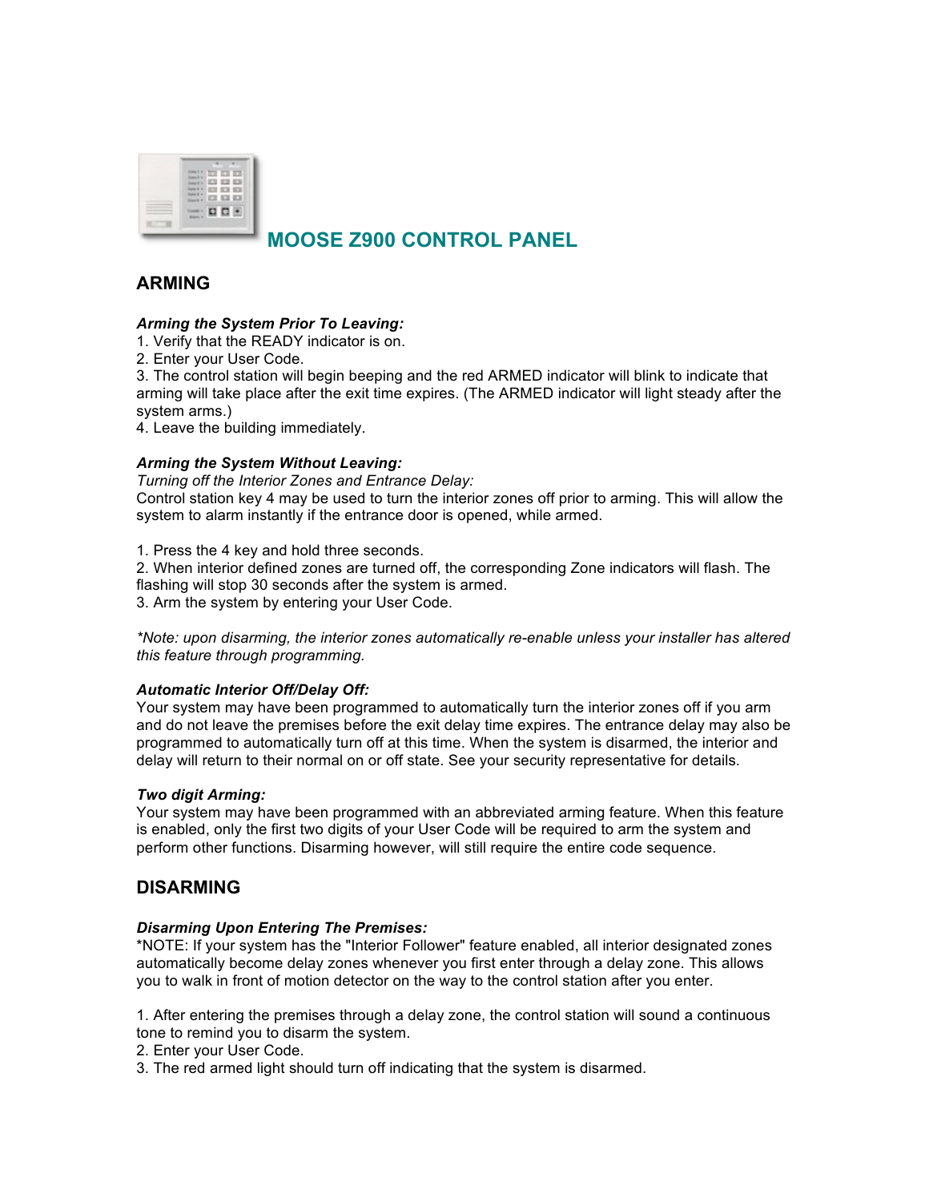# MOOSE Z900 CONTROL PANEL

## ARMING

***Arming the System Prior To Leaving:***

1. Verify that the READY indicator is on.
2. Enter your User Code.
3. The control station will begin beeping and the red ARMED indicator will blink to indicate that arming will take place after the exit time expires. (The ARMED indicator will light steady after the system arms.)
4. Leave the building immediately.

***Arming the System Without Leaving:***

*Turning off the Interior Zones and Entrance Delay:*

Control station key 4 may be used to turn the interior zones off prior to arming. This will allow the system to alarm instantly if the entrance door is opened, while armed.

1. Press the 4 key and hold three seconds.
2. When interior defined zones are turned off, the corresponding Zone indicators will flash. The flashing will stop 30 seconds after the system is armed.
3. Arm the system by entering your User Code.

*\*Note: upon disarming, the interior zones automatically re-enable unless your installer has altered this feature through programming.*

***Automatic Interior Off/Delay Off:***

Your system may have been programmed to automatically turn the interior zones off if you arm and do not leave the premises before the exit delay time expires. The entrance delay may also be programmed to automatically turn off at this time. When the system is disarmed, the interior and delay will return to their normal on or off state. See your security representative for details.

***Two digit Arming:***

Your system may have been programmed with an abbreviated arming feature. When this feature is enabled, only the first two digits of your User Code will be required to arm the system and perform other functions. Disarming however, will still require the entire code sequence.

## DISARMING

***Disarming Upon Entering The Premises:***

*NOTE: If your system has the "Interior Follower" feature enabled, all interior designated zones automatically become delay zones whenever you first enter through a delay zone. This allows you to walk in front of motion detector on the way to the control station after you enter.

1. After entering the premises through a delay zone, the control station will sound a continuous tone to remind you to disarm the system.
2. Enter your User Code.
3. The red armed light should turn off indicating that the system is disarmed.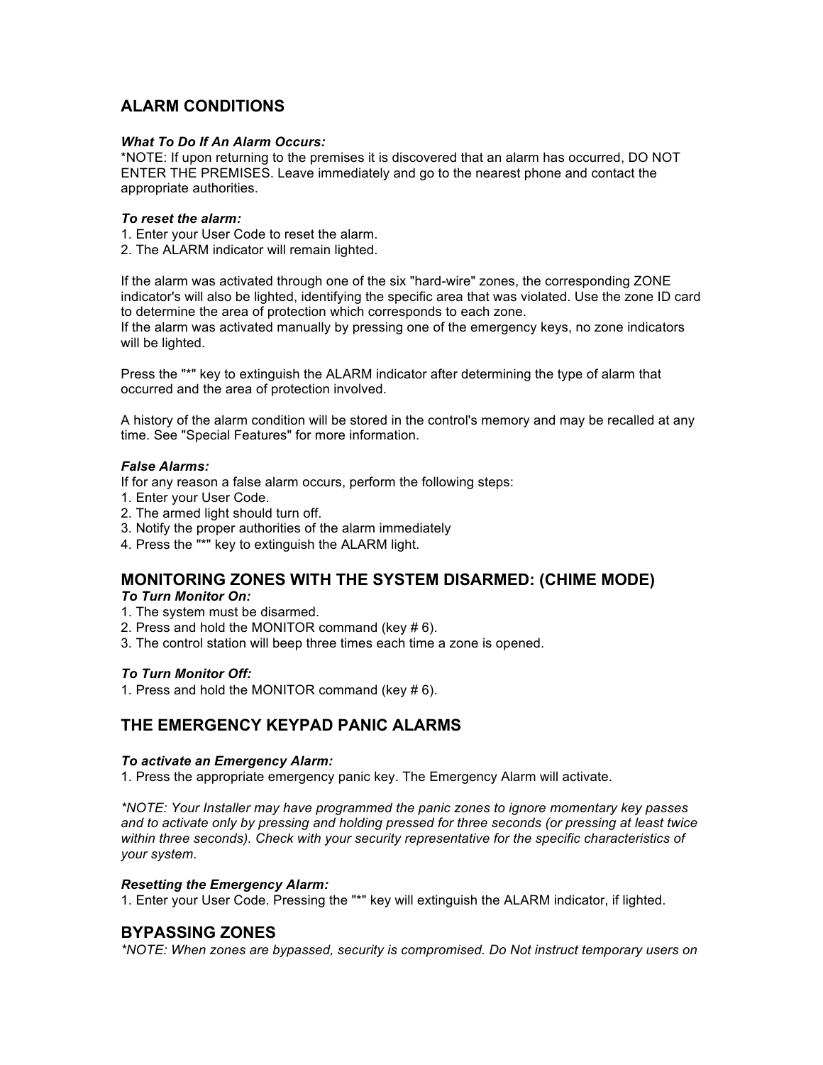## ALARM CONDITIONS

***What To Do If An Alarm Occurs:***

*NOTE: If upon returning to the premises it is discovered that an alarm has occurred, DO NOT ENTER THE PREMISES. Leave immediately and go to the nearest phone and contact the appropriate authorities.

***To reset the alarm:***

1. Enter your User Code to reset the alarm.
2. The ALARM indicator will remain lighted.

If the alarm was activated through one of the six "hard-wire" zones, the corresponding ZONE indicator's will also be lighted, identifying the specific area that was violated. Use the zone ID card to determine the area of protection which corresponds to each zone.
If the alarm was activated manually by pressing one of the emergency keys, no zone indicators will be lighted.

Press the "*" key to extinguish the ALARM indicator after determining the type of alarm that occurred and the area of protection involved.

A history of the alarm condition will be stored in the control's memory and may be recalled at any time. See "Special Features" for more information.

***False Alarms:***

If for any reason a false alarm occurs, perform the following steps:

1. Enter your User Code.
2. The armed light should turn off.
3. Notify the proper authorities of the alarm immediately
4. Press the "*" key to extinguish the ALARM light.

## MONITORING ZONES WITH THE SYSTEM DISARMED: (CHIME MODE)

***To Turn Monitor On:***

1. The system must be disarmed.
2. Press and hold the MONITOR command (key # 6).
3. The control station will beep three times each time a zone is opened.

***To Turn Monitor Off:***

1. Press and hold the MONITOR command (key # 6).

## THE EMERGENCY KEYPAD PANIC ALARMS

***To activate an Emergency Alarm:***

1. Press the appropriate emergency panic key. The Emergency Alarm will activate.

*\*NOTE: Your Installer may have programmed the panic zones to ignore momentary key passes and to activate only by pressing and holding pressed for three seconds (or pressing at least twice within three seconds). Check with your security representative for the specific characteristics of your system.*

***Resetting the Emergency Alarm:***

1. Enter your User Code. Pressing the "*" key will extinguish the ALARM indicator, if lighted.

## BYPASSING ZONES

*\*NOTE: When zones are bypassed, security is compromised. Do Not instruct temporary users on*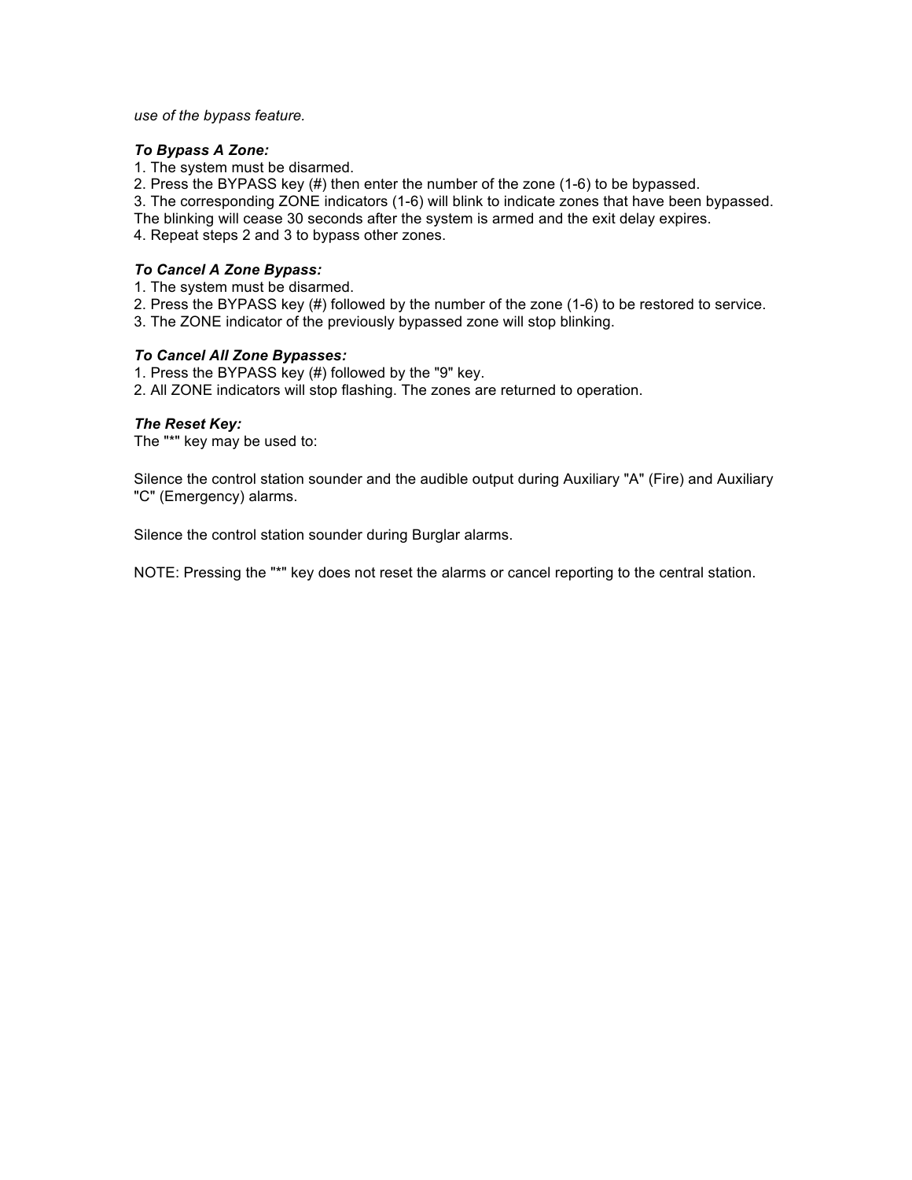*use of the bypass feature.*

***To Bypass A Zone:***

1. The system must be disarmed.
2. Press the BYPASS key (#) then enter the number of the zone (1-6) to be bypassed.
3. The corresponding ZONE indicators (1-6) will blink to indicate zones that have been bypassed. The blinking will cease 30 seconds after the system is armed and the exit delay expires.
4. Repeat steps 2 and 3 to bypass other zones.

***To Cancel A Zone Bypass:***

1. The system must be disarmed.
2. Press the BYPASS key (#) followed by the number of the zone (1-6) to be restored to service.
3. The ZONE indicator of the previously bypassed zone will stop blinking.

***To Cancel All Zone Bypasses:***

1. Press the BYPASS key (#) followed by the "9" key.
2. All ZONE indicators will stop flashing. The zones are returned to operation.

***The Reset Key:***

The "*" key may be used to:

Silence the control station sounder and the audible output during Auxiliary "A" (Fire) and Auxiliary "C" (Emergency) alarms.

Silence the control station sounder during Burglar alarms.

NOTE: Pressing the "*" key does not reset the alarms or cancel reporting to the central station.